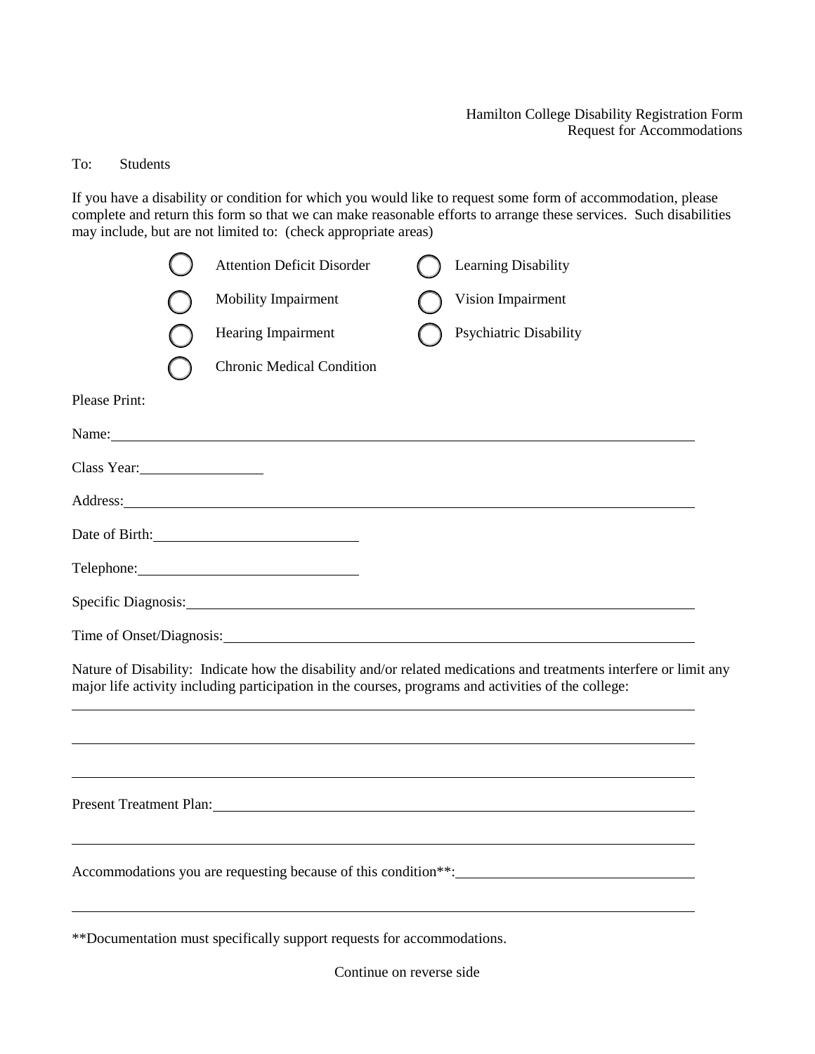Hamilton College Disability Registration Form
Request for Accommodations

To: Students

If you have a disability or condition for which you would like to request some form of accommodation, please complete and return this form so that we can make reasonable efforts to arrange these services. Such disabilities may include, but are not limited to: (check appropriate areas)

- ◯ Attention Deficit Disorder
- ◯ Learning Disability
- ◯ Mobility Impairment
- ◯ Vision Impairment
- ◯ Hearing Impairment
- ◯ Psychiatric Disability
- ◯ Chronic Medical Condition

Please Print:

Name: ______________________________________________________________________

Class Year: ________________

Address: ____________________________________________________________________

Date of Birth: __________________________

Telephone: ____________________________

Specific Diagnosis: ______________________________________________________________

Time of Onset/Diagnosis: _________________________________________________________

Nature of Disability: Indicate how the disability and/or related medications and treatments interfere or limit any major life activity including participation in the courses, programs and activities of the college:

______________________________________________________________________________

______________________________________________________________________________

______________________________________________________________________________

Present Treatment Plan: __________________________________________________________

______________________________________________________________________________

Accommodations you are requesting because of this condition**: ______________________________

______________________________________________________________________________

**Documentation must specifically support requests for accommodations.

Continue on reverse side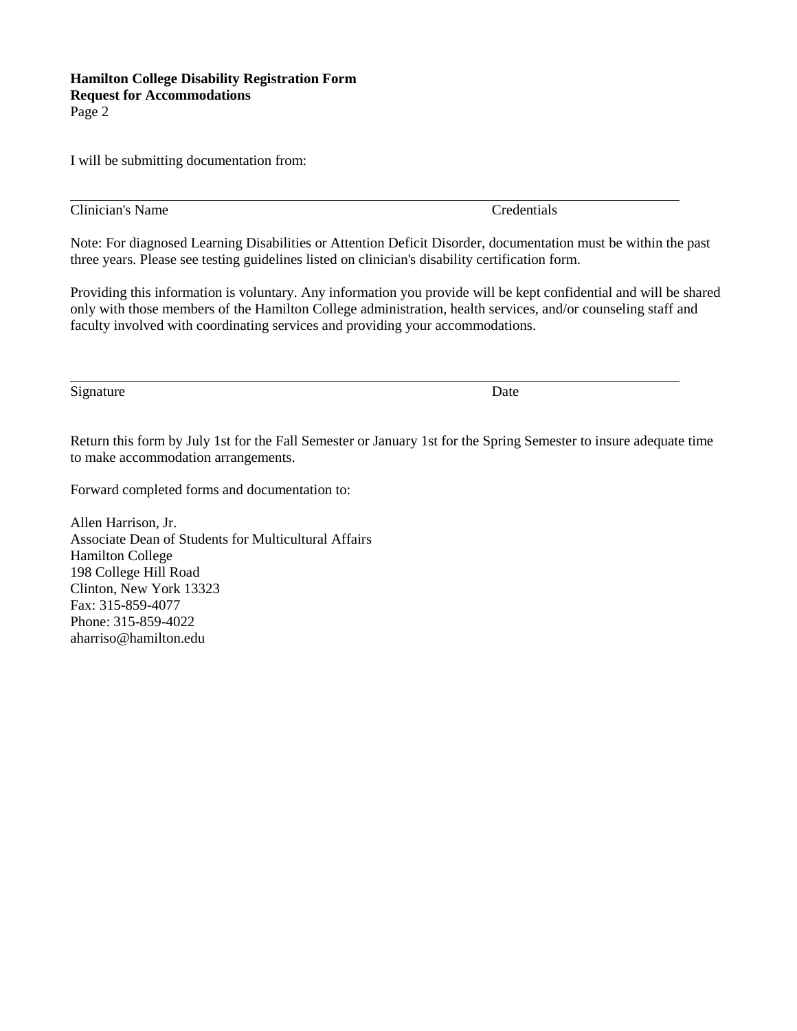**Hamilton College Disability Registration Form**
**Request for Accommodations**
Page 2

I will be submitting documentation from:

\_\_\_\_\_\_\_\_\_\_\_\_\_\_\_\_\_\_\_\_\_\_\_\_\_\_\_\_\_\_\_\_\_\_\_\_\_\_\_\_\_\_\_\_\_\_\_\_\_\_\_\_\_\_\_\_\_\_\_\_\_\_\_\_\_\_\_\_\_\_\_\_\_\_\_\_

Clinician's Name                                                                                    Credentials

Note: For diagnosed Learning Disabilities or Attention Deficit Disorder, documentation must be within the past three years. Please see testing guidelines listed on clinician's disability certification form.

Providing this information is voluntary. Any information you provide will be kept confidential and will be shared only with those members of the Hamilton College administration, health services, and/or counseling staff and faculty involved with coordinating services and providing your accommodations.

\_\_\_\_\_\_\_\_\_\_\_\_\_\_\_\_\_\_\_\_\_\_\_\_\_\_\_\_\_\_\_\_\_\_\_\_\_\_\_\_\_\_\_\_\_\_\_\_\_\_\_\_\_\_\_\_\_\_\_\_\_\_\_\_\_\_\_\_\_\_\_\_\_\_\_\_

Signature                                                                                    Date

Return this form by July 1st for the Fall Semester or January 1st for the Spring Semester to insure adequate time to make accommodation arrangements.

Forward completed forms and documentation to:

Allen Harrison, Jr.
Associate Dean of Students for Multicultural Affairs
Hamilton College
198 College Hill Road
Clinton, New York 13323
Fax: 315-859-4077
Phone: 315-859-4022
aharriso@hamilton.edu